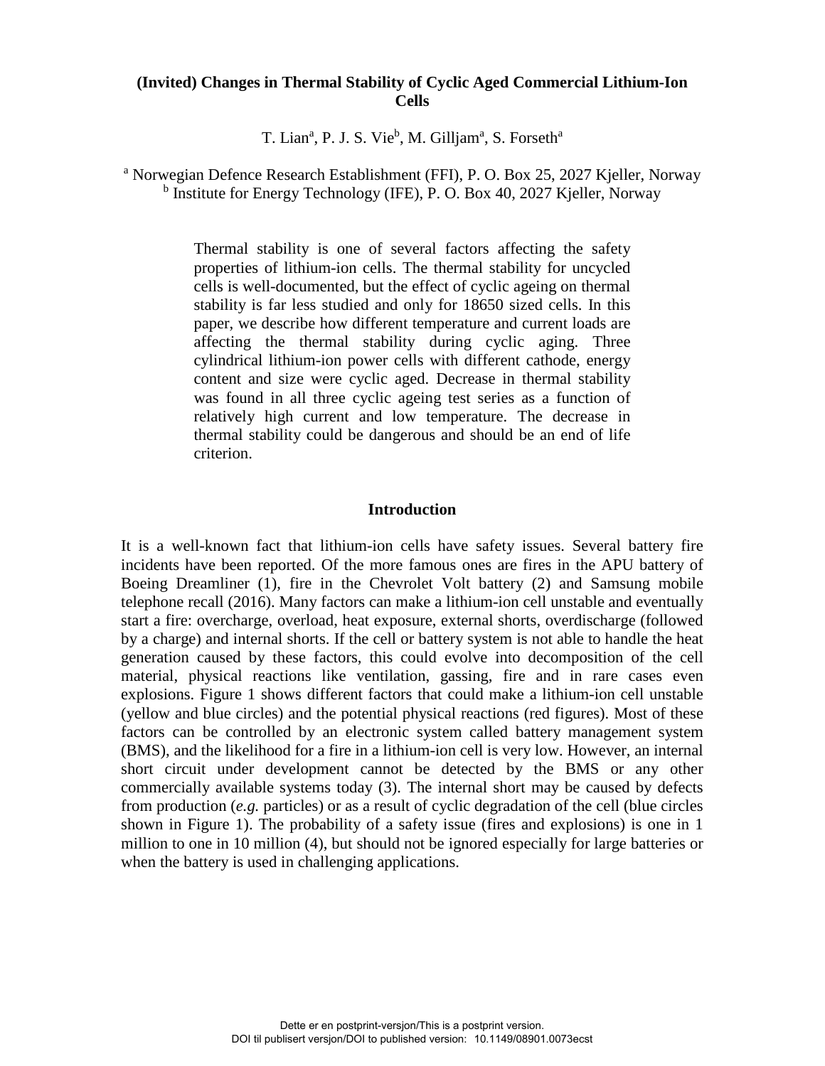# (Invited) Changes in Thermal Stability of Cyclic Aged Commercial Lithium-Ion Cells

T. Lian[a], P. J. S. Vie[b], M. Gilljam[a], S. Forseth[a]

[a] Norwegian Defence Research Establishment (FFI), P. O. Box 25, 2027 Kjeller, Norway
[b] Institute for Energy Technology (IFE), P. O. Box 40, 2027 Kjeller, Norway

Thermal stability is one of several factors affecting the safety properties of lithium-ion cells. The thermal stability for uncycled cells is well-documented, but the effect of cyclic ageing on thermal stability is far less studied and only for 18650 sized cells. In this paper, we describe how different temperature and current loads are affecting the thermal stability during cyclic aging. Three cylindrical lithium-ion power cells with different cathode, energy content and size were cyclic aged. Decrease in thermal stability was found in all three cyclic ageing test series as a function of relatively high current and low temperature. The decrease in thermal stability could be dangerous and should be an end of life criterion.

## Introduction

It is a well-known fact that lithium-ion cells have safety issues. Several battery fire incidents have been reported. Of the more famous ones are fires in the APU battery of Boeing Dreamliner (1), fire in the Chevrolet Volt battery (2) and Samsung mobile telephone recall (2016). Many factors can make a lithium-ion cell unstable and eventually start a fire: overcharge, overload, heat exposure, external shorts, overdischarge (followed by a charge) and internal shorts. If the cell or battery system is not able to handle the heat generation caused by these factors, this could evolve into decomposition of the cell material, physical reactions like ventilation, gassing, fire and in rare cases even explosions. Figure 1 shows different factors that could make a lithium-ion cell unstable (yellow and blue circles) and the potential physical reactions (red figures). Most of these factors can be controlled by an electronic system called battery management system (BMS), and the likelihood for a fire in a lithium-ion cell is very low. However, an internal short circuit under development cannot be detected by the BMS or any other commercially available systems today (3). The internal short may be caused by defects from production (*e.g.* particles) or as a result of cyclic degradation of the cell (blue circles shown in Figure 1). The probability of a safety issue (fires and explosions) is one in 1 million to one in 10 million (4), but should not be ignored especially for large batteries or when the battery is used in challenging applications.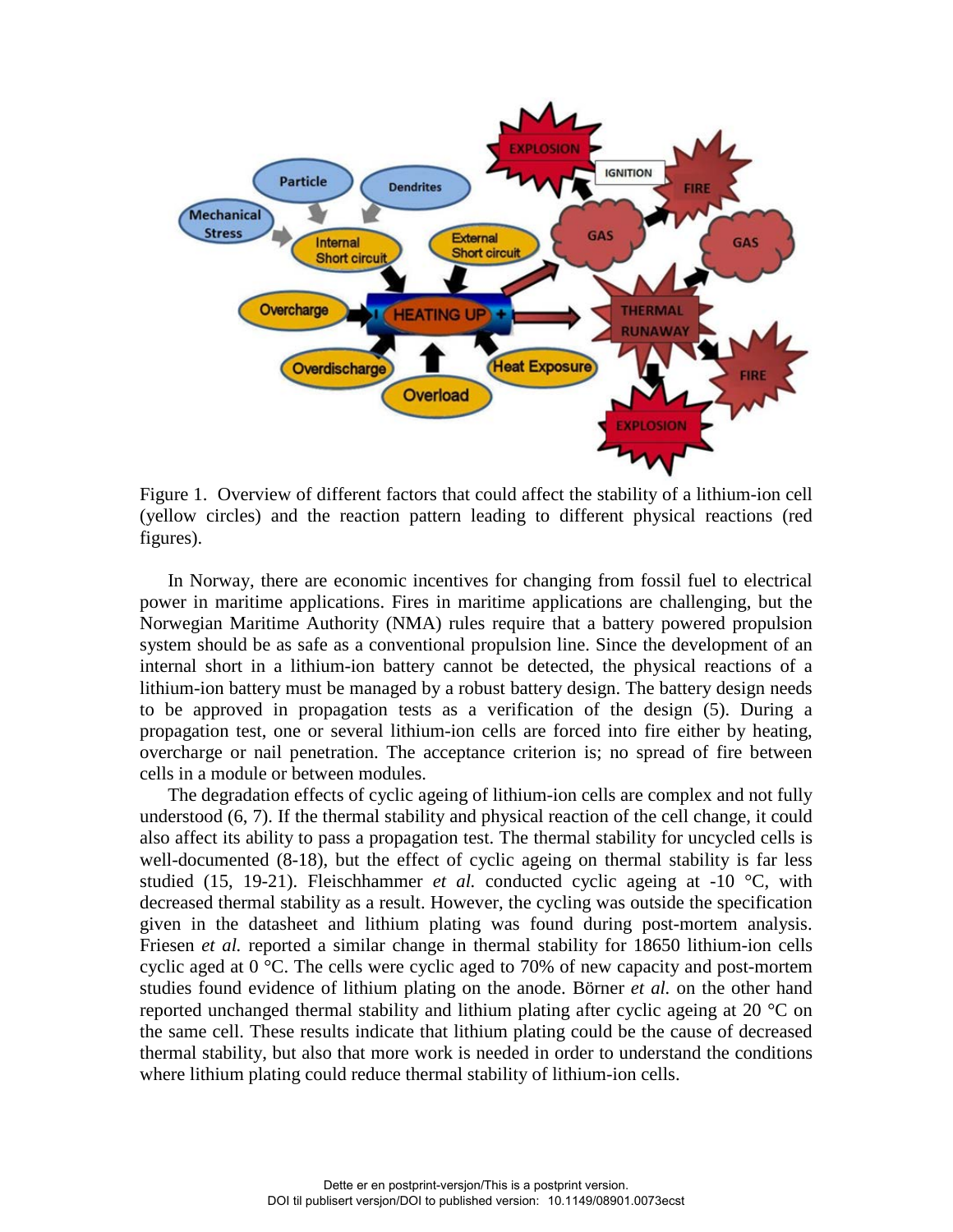Figure 1. Overview of different factors that could affect the stability of a lithium-ion cell (yellow circles) and the reaction pattern leading to different physical reactions (red figures).

In Norway, there are economic incentives for changing from fossil fuel to electrical power in maritime applications. Fires in maritime applications are challenging, but the Norwegian Maritime Authority (NMA) rules require that a battery powered propulsion system should be as safe as a conventional propulsion line. Since the development of an internal short in a lithium-ion battery cannot be detected, the physical reactions of a lithium-ion battery must be managed by a robust battery design. The battery design needs to be approved in propagation tests as a verification of the design (5). During a propagation test, one or several lithium-ion cells are forced into fire either by heating, overcharge or nail penetration. The acceptance criterion is; no spread of fire between cells in a module or between modules.

The degradation effects of cyclic ageing of lithium-ion cells are complex and not fully understood (6, 7). If the thermal stability and physical reaction of the cell change, it could also affect its ability to pass a propagation test. The thermal stability for uncycled cells is well-documented (8-18), but the effect of cyclic ageing on thermal stability is far less studied (15, 19-21). Fleischhammer *et al.* conducted cyclic ageing at -10 °C, with decreased thermal stability as a result. However, the cycling was outside the specification given in the datasheet and lithium plating was found during post-mortem analysis. Friesen *et al.* reported a similar change in thermal stability for 18650 lithium-ion cells cyclic aged at 0 °C. The cells were cyclic aged to 70% of new capacity and post-mortem studies found evidence of lithium plating on the anode. Börner *et al.* on the other hand reported unchanged thermal stability and lithium plating after cyclic ageing at 20 °C on the same cell. These results indicate that lithium plating could be the cause of decreased thermal stability, but also that more work is needed in order to understand the conditions where lithium plating could reduce thermal stability of lithium-ion cells.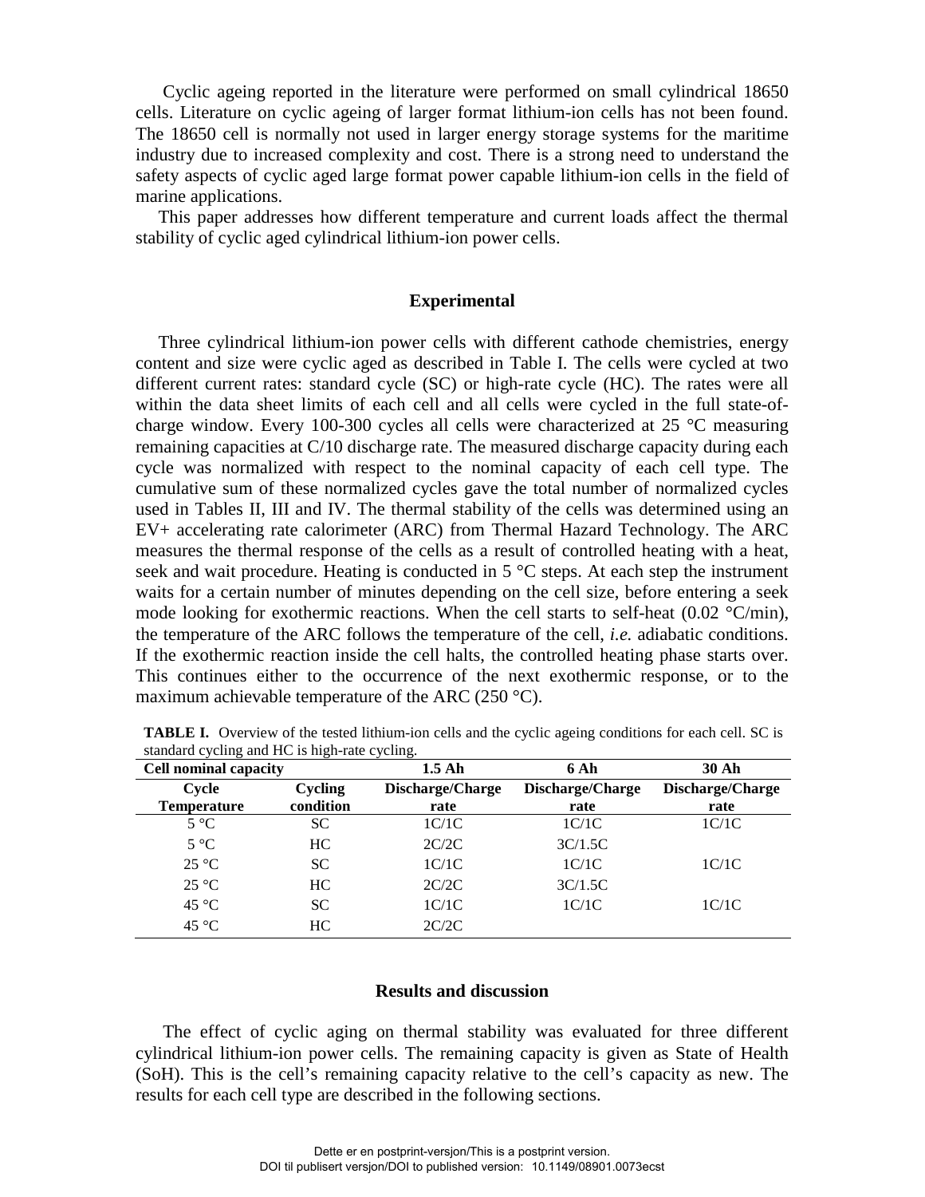Cyclic ageing reported in the literature were performed on small cylindrical 18650 cells. Literature on cyclic ageing of larger format lithium-ion cells has not been found. The 18650 cell is normally not used in larger energy storage systems for the maritime industry due to increased complexity and cost. There is a strong need to understand the safety aspects of cyclic aged large format power capable lithium-ion cells in the field of marine applications.

This paper addresses how different temperature and current loads affect the thermal stability of cyclic aged cylindrical lithium-ion power cells.

## Experimental

Three cylindrical lithium-ion power cells with different cathode chemistries, energy content and size were cyclic aged as described in Table I. The cells were cycled at two different current rates: standard cycle (SC) or high-rate cycle (HC). The rates were all within the data sheet limits of each cell and all cells were cycled in the full state-of-charge window. Every 100-300 cycles all cells were characterized at 25 °C measuring remaining capacities at C/10 discharge rate. The measured discharge capacity during each cycle was normalized with respect to the nominal capacity of each cell type. The cumulative sum of these normalized cycles gave the total number of normalized cycles used in Tables II, III and IV. The thermal stability of the cells was determined using an EV+ accelerating rate calorimeter (ARC) from Thermal Hazard Technology. The ARC measures the thermal response of the cells as a result of controlled heating with a heat, seek and wait procedure. Heating is conducted in 5 °C steps. At each step the instrument waits for a certain number of minutes depending on the cell size, before entering a seek mode looking for exothermic reactions. When the cell starts to self-heat (0.02 °C/min), the temperature of the ARC follows the temperature of the cell, *i.e.* adiabatic conditions. If the exothermic reaction inside the cell halts, the controlled heating phase starts over. This continues either to the occurrence of the next exothermic response, or to the maximum achievable temperature of the ARC (250 °C).

**TABLE I.** Overview of the tested lithium-ion cells and the cyclic ageing conditions for each cell. SC is standard cycling and HC is high-rate cycling.

| **Cell nominal capacity** | | **1.5 Ah** | **6 Ah** | **30 Ah** |
|---|---|---|---|---|
| **Cycle Temperature** | **Cycling condition** | **Discharge/Charge rate** | **Discharge/Charge rate** | **Discharge/Charge rate** |
| 5 °C | SC | 1C/1C | 1C/1C | 1C/1C |
| 5 °C | HC | 2C/2C | 3C/1.5C | |
| 25 °C | SC | 1C/1C | 1C/1C | 1C/1C |
| 25 °C | HC | 2C/2C | 3C/1.5C | |
| 45 °C | SC | 1C/1C | 1C/1C | 1C/1C |
| 45 °C | HC | 2C/2C | | |

## Results and discussion

The effect of cyclic aging on thermal stability was evaluated for three different cylindrical lithium-ion power cells. The remaining capacity is given as State of Health (SoH). This is the cell's remaining capacity relative to the cell's capacity as new. The results for each cell type are described in the following sections.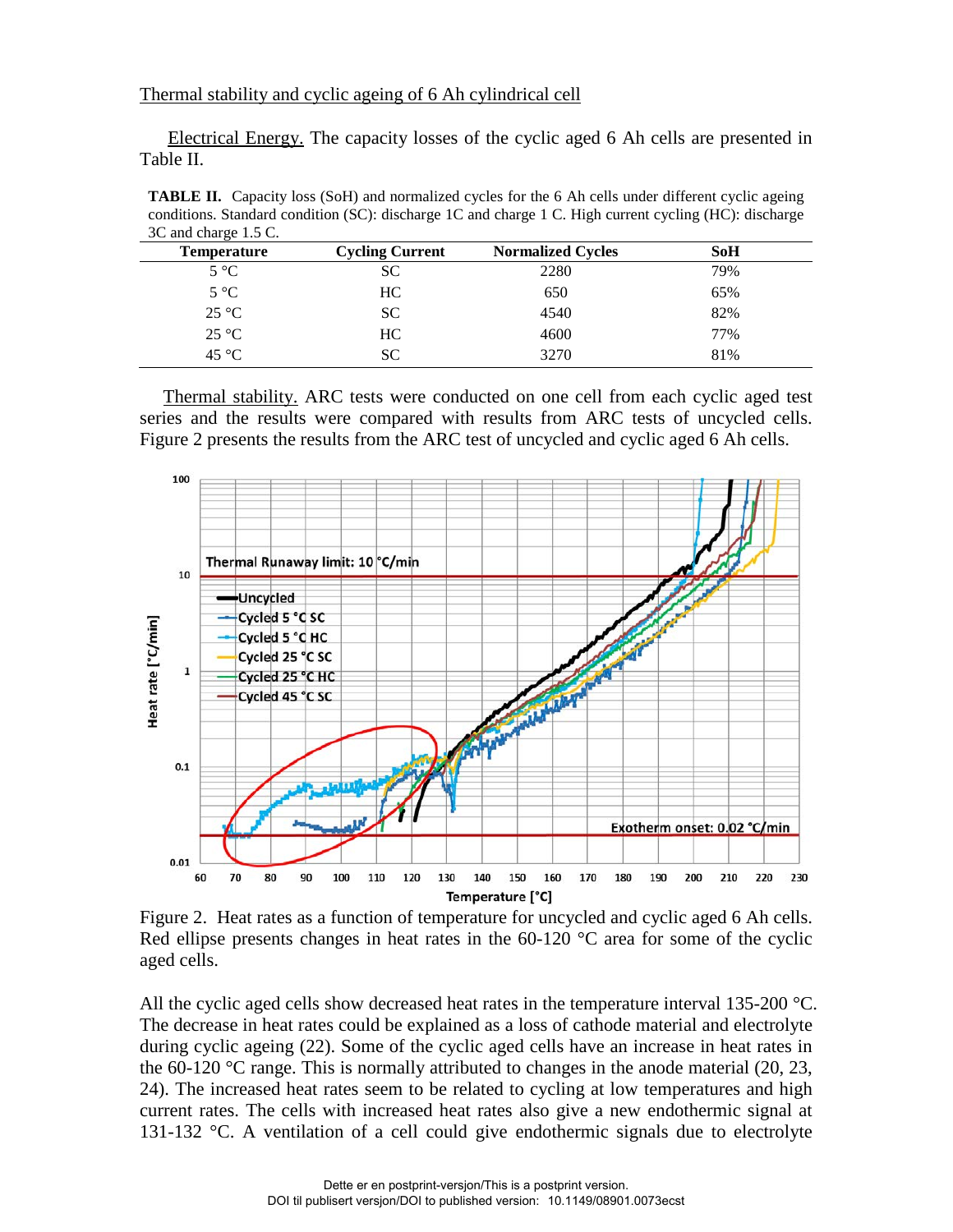Thermal stability and cyclic ageing of 6 Ah cylindrical cell

Electrical Energy. The capacity losses of the cyclic aged 6 Ah cells are presented in Table II.

**TABLE II.** Capacity loss (SoH) and normalized cycles for the 6 Ah cells under different cyclic ageing conditions. Standard condition (SC): discharge 1C and charge 1 C. High current cycling (HC): discharge 3C and charge 1.5 C.

| Temperature | Cycling Current | Normalized Cycles | SoH |
|---|---|---|---|
| 5 °C | SC | 2280 | 79% |
| 5 °C | HC | 650 | 65% |
| 25 °C | SC | 4540 | 82% |
| 25 °C | HC | 4600 | 77% |
| 45 °C | SC | 3270 | 81% |

Thermal stability. ARC tests were conducted on one cell from each cyclic aged test series and the results were compared with results from ARC tests of uncycled cells. Figure 2 presents the results from the ARC test of uncycled and cyclic aged 6 Ah cells.

Figure 2. Heat rates as a function of temperature for uncycled and cyclic aged 6 Ah cells. Red ellipse presents changes in heat rates in the 60-120 °C area for some of the cyclic aged cells.

All the cyclic aged cells show decreased heat rates in the temperature interval 135-200 °C. The decrease in heat rates could be explained as a loss of cathode material and electrolyte during cyclic ageing (22). Some of the cyclic aged cells have an increase in heat rates in the 60-120 °C range. This is normally attributed to changes in the anode material (20, 23, 24). The increased heat rates seem to be related to cycling at low temperatures and high current rates. The cells with increased heat rates also give a new endothermic signal at 131-132 °C. A ventilation of a cell could give endothermic signals due to electrolyte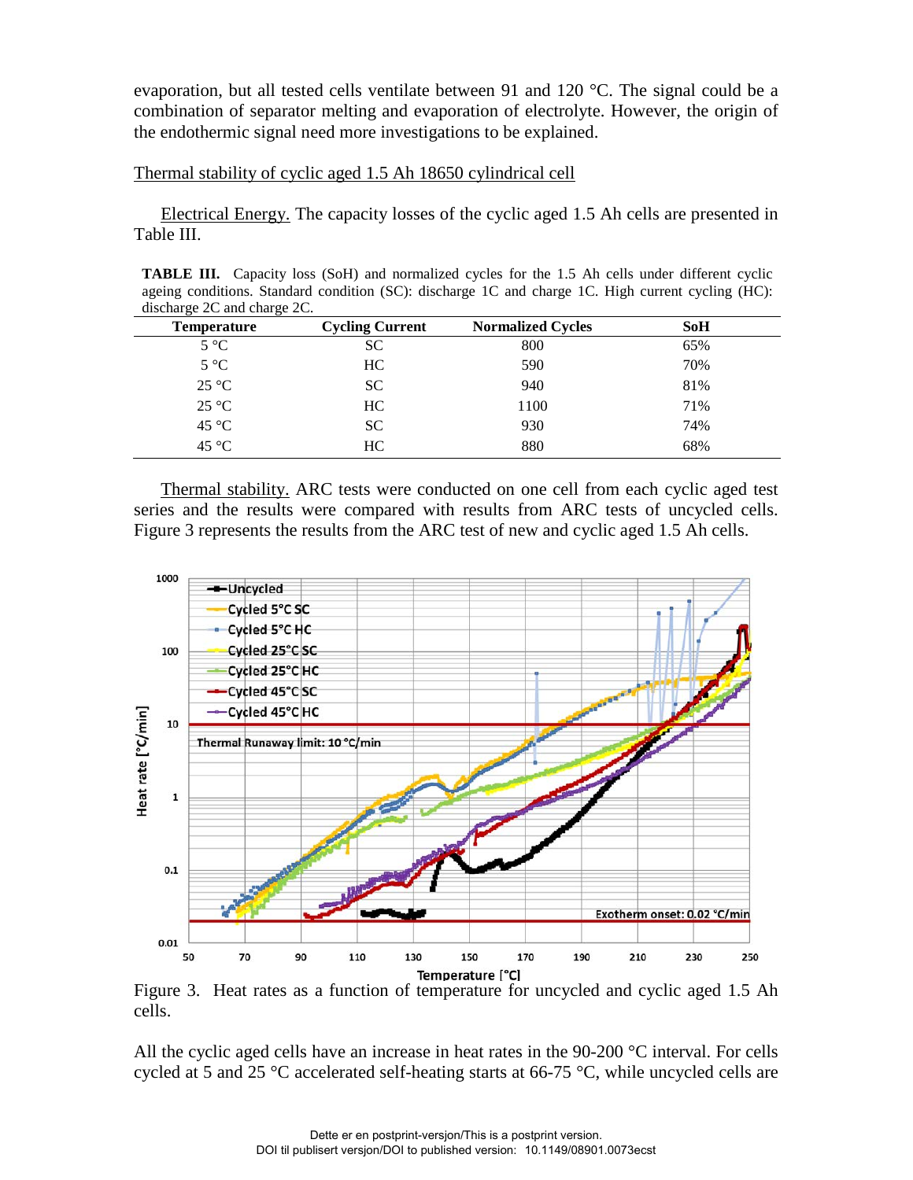evaporation, but all tested cells ventilate between 91 and 120 °C. The signal could be a combination of separator melting and evaporation of electrolyte. However, the origin of the endothermic signal need more investigations to be explained.

### Thermal stability of cyclic aged 1.5 Ah 18650 cylindrical cell

Electrical Energy. The capacity losses of the cyclic aged 1.5 Ah cells are presented in Table III.

**TABLE III.** Capacity loss (SoH) and normalized cycles for the 1.5 Ah cells under different cyclic ageing conditions. Standard condition (SC): discharge 1C and charge 1C. High current cycling (HC): discharge 2C and charge 2C.

| Temperature | Cycling Current | Normalized Cycles | SoH |
|---|---|---|---|
| 5 °C | SC | 800 | 65% |
| 5 °C | HC | 590 | 70% |
| 25 °C | SC | 940 | 81% |
| 25 °C | HC | 1100 | 71% |
| 45 °C | SC | 930 | 74% |
| 45 °C | HC | 880 | 68% |

Thermal stability. ARC tests were conducted on one cell from each cyclic aged test series and the results were compared with results from ARC tests of uncycled cells. Figure 3 represents the results from the ARC test of new and cyclic aged 1.5 Ah cells.

Figure 3. Heat rates as a function of temperature for uncycled and cyclic aged 1.5 Ah cells.

All the cyclic aged cells have an increase in heat rates in the 90-200 °C interval. For cells cycled at 5 and 25 °C accelerated self-heating starts at 66-75 °C, while uncycled cells are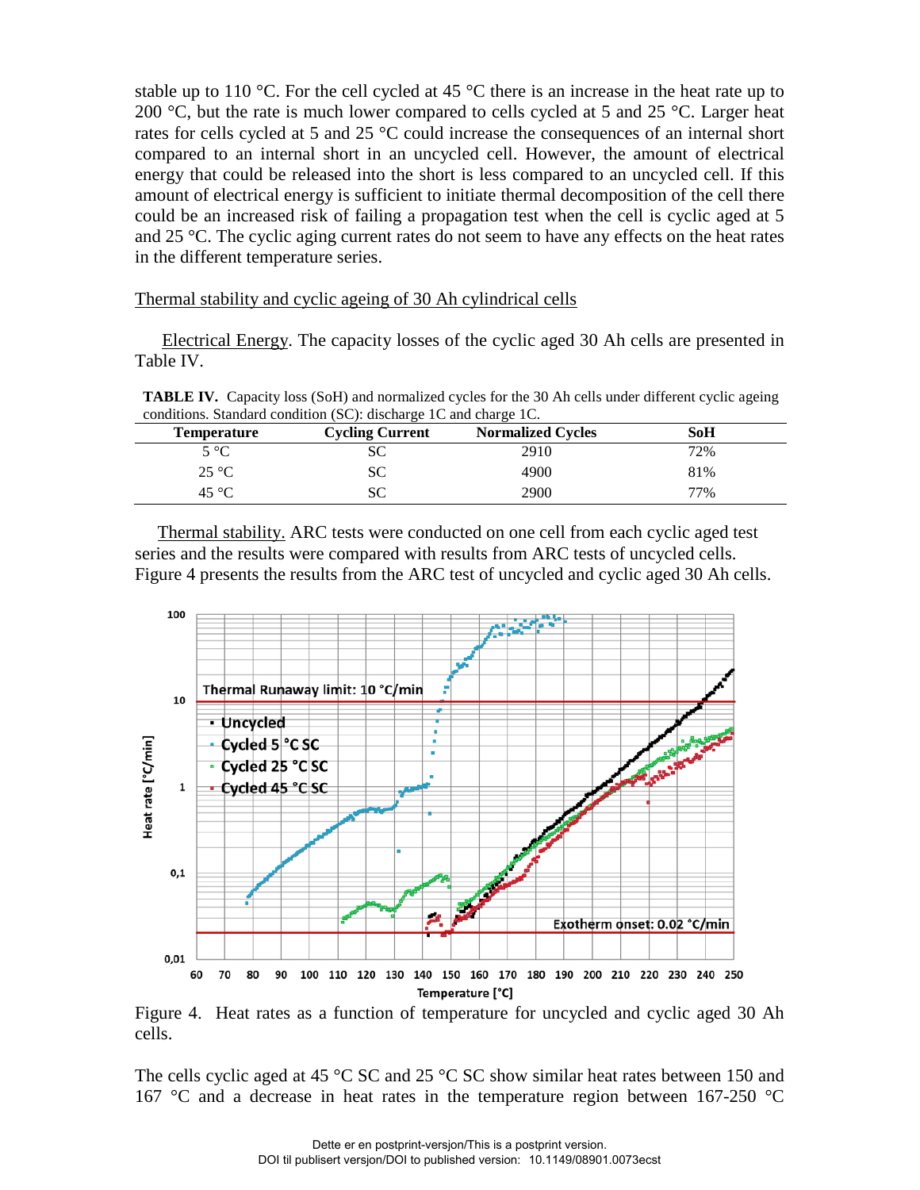stable up to 110 °C. For the cell cycled at 45 °C there is an increase in the heat rate up to 200 °C, but the rate is much lower compared to cells cycled at 5 and 25 °C. Larger heat rates for cells cycled at 5 and 25 °C could increase the consequences of an internal short compared to an internal short in an uncycled cell. However, the amount of electrical energy that could be released into the short is less compared to an uncycled cell. If this amount of electrical energy is sufficient to initiate thermal decomposition of the cell there could be an increased risk of failing a propagation test when the cell is cyclic aged at 5 and 25 °C. The cyclic aging current rates do not seem to have any effects on the heat rates in the different temperature series.

## Thermal stability and cyclic ageing of 30 Ah cylindrical cells

Electrical Energy. The capacity losses of the cyclic aged 30 Ah cells are presented in Table IV.

**TABLE IV.** Capacity loss (SoH) and normalized cycles for the 30 Ah cells under different cyclic ageing conditions. Standard condition (SC): discharge 1C and charge 1C.

| Temperature | Cycling Current | Normalized Cycles | SoH |
|---|---|---|---|
| 5 °C | SC | 2910 | 72% |
| 25 °C | SC | 4900 | 81% |
| 45 °C | SC | 2900 | 77% |

Thermal stability. ARC tests were conducted on one cell from each cyclic aged test series and the results were compared with results from ARC tests of uncycled cells. Figure 4 presents the results from the ARC test of uncycled and cyclic aged 30 Ah cells.

Figure 4. Heat rates as a function of temperature for uncycled and cyclic aged 30 Ah cells.

The cells cyclic aged at 45 °C SC and 25 °C SC show similar heat rates between 150 and 167 °C and a decrease in heat rates in the temperature region between 167-250 °C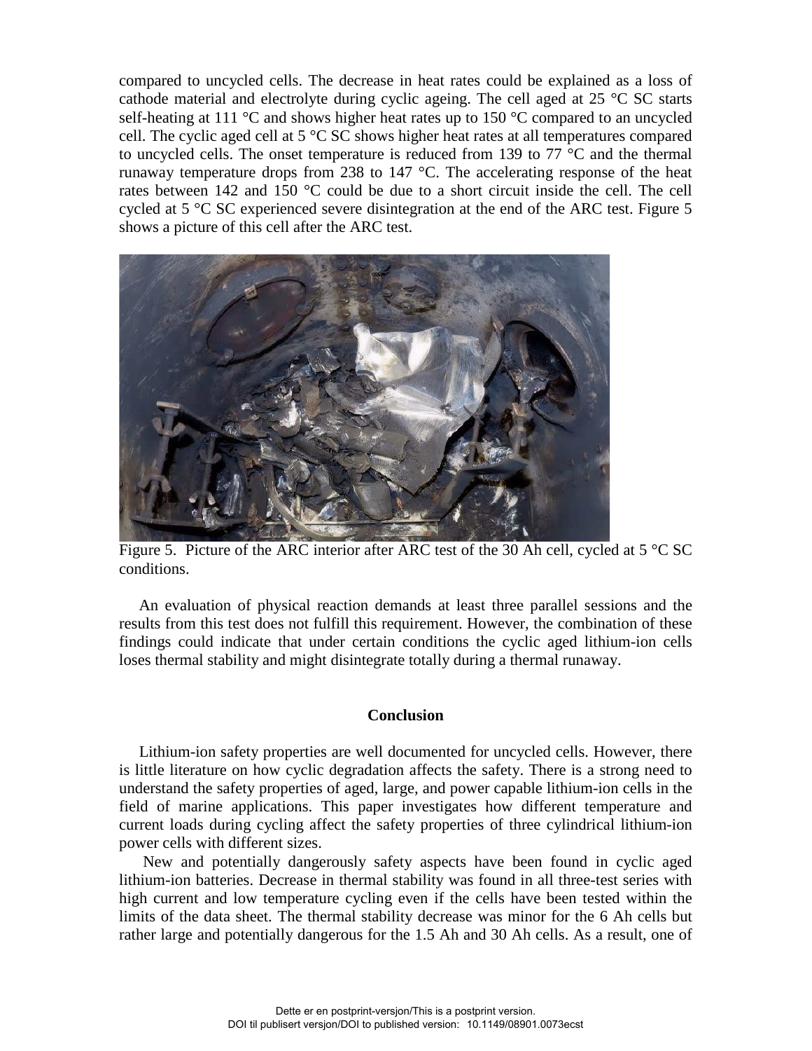compared to uncycled cells. The decrease in heat rates could be explained as a loss of cathode material and electrolyte during cyclic ageing. The cell aged at 25 °C SC starts self-heating at 111 °C and shows higher heat rates up to 150 °C compared to an uncycled cell. The cyclic aged cell at 5 °C SC shows higher heat rates at all temperatures compared to uncycled cells. The onset temperature is reduced from 139 to 77 °C and the thermal runaway temperature drops from 238 to 147 °C. The accelerating response of the heat rates between 142 and 150 °C could be due to a short circuit inside the cell. The cell cycled at 5 °C SC experienced severe disintegration at the end of the ARC test. Figure 5 shows a picture of this cell after the ARC test.

Figure 5. Picture of the ARC interior after ARC test of the 30 Ah cell, cycled at 5 °C SC conditions.

An evaluation of physical reaction demands at least three parallel sessions and the results from this test does not fulfill this requirement. However, the combination of these findings could indicate that under certain conditions the cyclic aged lithium-ion cells loses thermal stability and might disintegrate totally during a thermal runaway.

## Conclusion

Lithium-ion safety properties are well documented for uncycled cells. However, there is little literature on how cyclic degradation affects the safety. There is a strong need to understand the safety properties of aged, large, and power capable lithium-ion cells in the field of marine applications. This paper investigates how different temperature and current loads during cycling affect the safety properties of three cylindrical lithium-ion power cells with different sizes.

New and potentially dangerously safety aspects have been found in cyclic aged lithium-ion batteries. Decrease in thermal stability was found in all three-test series with high current and low temperature cycling even if the cells have been tested within the limits of the data sheet. The thermal stability decrease was minor for the 6 Ah cells but rather large and potentially dangerous for the 1.5 Ah and 30 Ah cells. As a result, one of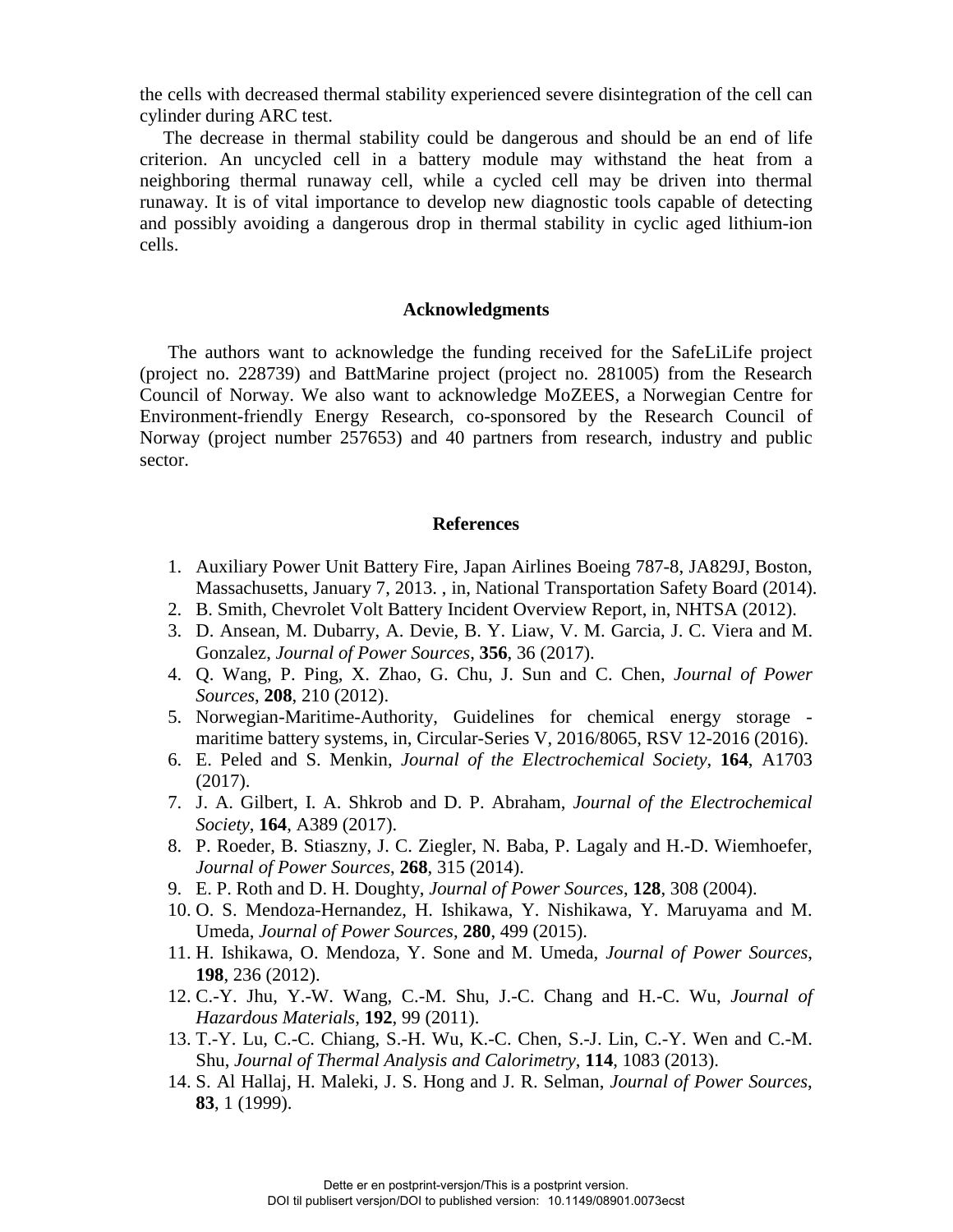the cells with decreased thermal stability experienced severe disintegration of the cell can cylinder during ARC test.

The decrease in thermal stability could be dangerous and should be an end of life criterion. An uncycled cell in a battery module may withstand the heat from a neighboring thermal runaway cell, while a cycled cell may be driven into thermal runaway. It is of vital importance to develop new diagnostic tools capable of detecting and possibly avoiding a dangerous drop in thermal stability in cyclic aged lithium-ion cells.

## Acknowledgments

The authors want to acknowledge the funding received for the SafeLiLife project (project no. 228739) and BattMarine project (project no. 281005) from the Research Council of Norway. We also want to acknowledge MoZEES, a Norwegian Centre for Environment-friendly Energy Research, co-sponsored by the Research Council of Norway (project number 257653) and 40 partners from research, industry and public sector.

## References

1. Auxiliary Power Unit Battery Fire, Japan Airlines Boeing 787-8, JA829J, Boston, Massachusetts, January 7, 2013. , in, National Transportation Safety Board (2014).
2. B. Smith, Chevrolet Volt Battery Incident Overview Report, in, NHTSA (2012).
3. D. Ansean, M. Dubarry, A. Devie, B. Y. Liaw, V. M. Garcia, J. C. Viera and M. Gonzalez, *Journal of Power Sources*, **356**, 36 (2017).
4. Q. Wang, P. Ping, X. Zhao, G. Chu, J. Sun and C. Chen, *Journal of Power Sources*, **208**, 210 (2012).
5. Norwegian-Maritime-Authority, Guidelines for chemical energy storage - maritime battery systems, in, Circular-Series V, 2016/8065, RSV 12-2016 (2016).
6. E. Peled and S. Menkin, *Journal of the Electrochemical Society*, **164**, A1703 (2017).
7. J. A. Gilbert, I. A. Shkrob and D. P. Abraham, *Journal of the Electrochemical Society*, **164**, A389 (2017).
8. P. Roeder, B. Stiaszny, J. C. Ziegler, N. Baba, P. Lagaly and H.-D. Wiemhoefer, *Journal of Power Sources*, **268**, 315 (2014).
9. E. P. Roth and D. H. Doughty, *Journal of Power Sources*, **128**, 308 (2004).
10. O. S. Mendoza-Hernandez, H. Ishikawa, Y. Nishikawa, Y. Maruyama and M. Umeda, *Journal of Power Sources*, **280**, 499 (2015).
11. H. Ishikawa, O. Mendoza, Y. Sone and M. Umeda, *Journal of Power Sources*, **198**, 236 (2012).
12. C.-Y. Jhu, Y.-W. Wang, C.-M. Shu, J.-C. Chang and H.-C. Wu, *Journal of Hazardous Materials*, **192**, 99 (2011).
13. T.-Y. Lu, C.-C. Chiang, S.-H. Wu, K.-C. Chen, S.-J. Lin, C.-Y. Wen and C.-M. Shu, *Journal of Thermal Analysis and Calorimetry*, **114**, 1083 (2013).
14. S. Al Hallaj, H. Maleki, J. S. Hong and J. R. Selman, *Journal of Power Sources*, **83**, 1 (1999).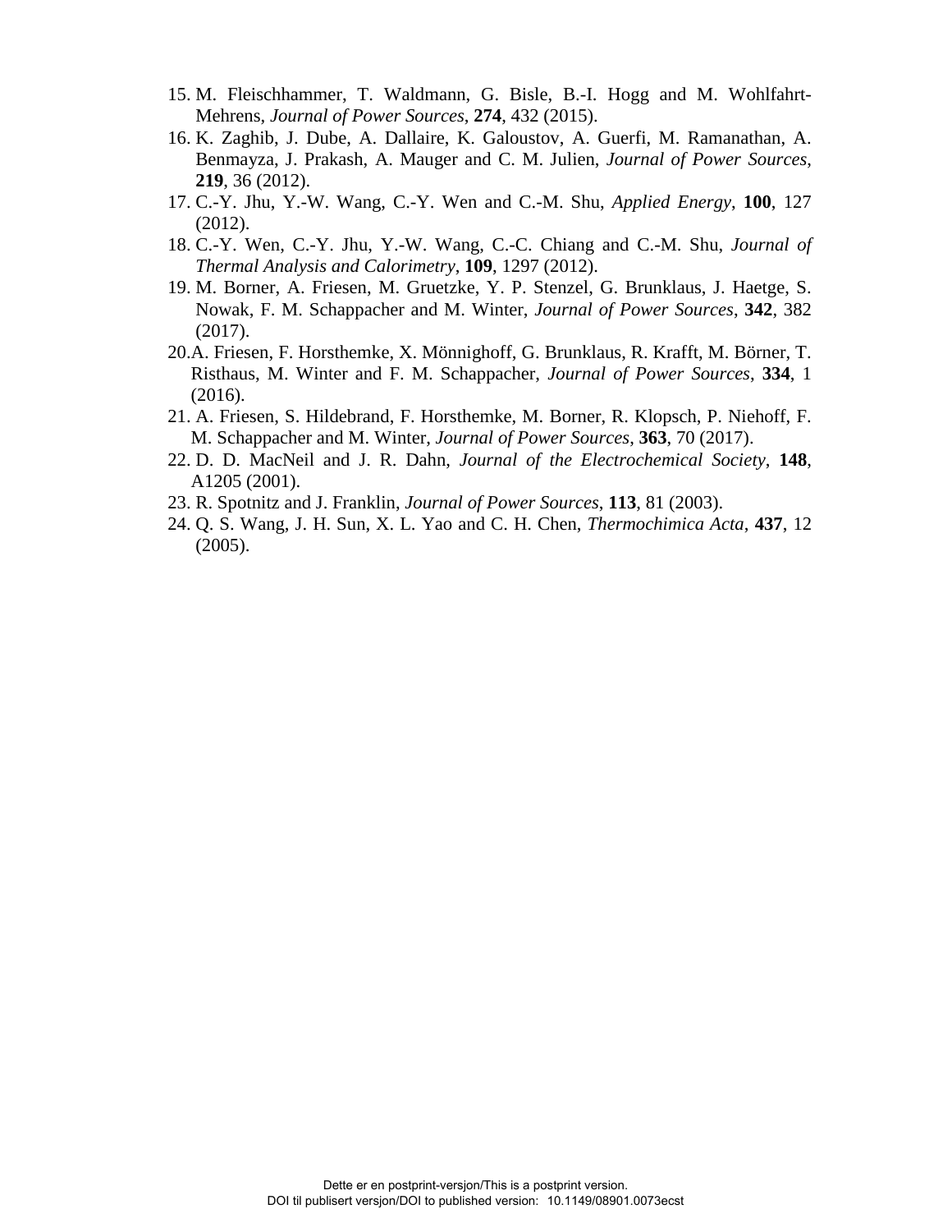15. M. Fleischhammer, T. Waldmann, G. Bisle, B.-I. Hogg and M. Wohlfahrt-Mehrens, *Journal of Power Sources*, **274**, 432 (2015).
16. K. Zaghib, J. Dube, A. Dallaire, K. Galoustov, A. Guerfi, M. Ramanathan, A. Benmayza, J. Prakash, A. Mauger and C. M. Julien, *Journal of Power Sources*, **219**, 36 (2012).
17. C.-Y. Jhu, Y.-W. Wang, C.-Y. Wen and C.-M. Shu, *Applied Energy*, **100**, 127 (2012).
18. C.-Y. Wen, C.-Y. Jhu, Y.-W. Wang, C.-C. Chiang and C.-M. Shu, *Journal of Thermal Analysis and Calorimetry*, **109**, 1297 (2012).
19. M. Borner, A. Friesen, M. Gruetzke, Y. P. Stenzel, G. Brunklaus, J. Haetge, S. Nowak, F. M. Schappacher and M. Winter, *Journal of Power Sources*, **342**, 382 (2017).
20. A. Friesen, F. Horsthemke, X. Mönnighoff, G. Brunklaus, R. Krafft, M. Börner, T. Risthaus, M. Winter and F. M. Schappacher, *Journal of Power Sources*, **334**, 1 (2016).
21. A. Friesen, S. Hildebrand, F. Horsthemke, M. Borner, R. Klopsch, P. Niehoff, F. M. Schappacher and M. Winter, *Journal of Power Sources*, **363**, 70 (2017).
22. D. D. MacNeil and J. R. Dahn, *Journal of the Electrochemical Society*, **148**, A1205 (2001).
23. R. Spotnitz and J. Franklin, *Journal of Power Sources*, **113**, 81 (2003).
24. Q. S. Wang, J. H. Sun, X. L. Yao and C. H. Chen, *Thermochimica Acta*, **437**, 12 (2005).